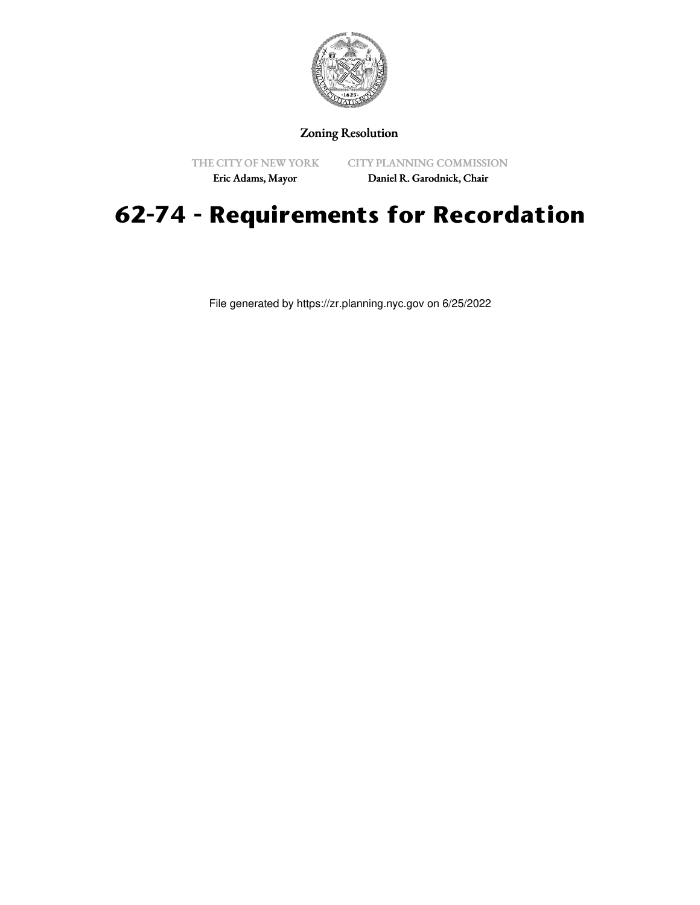Zoning Resolution

THE CITY OF NEW YORK
Eric Adams, Mayor

CITY PLANNING COMMISSION
Daniel R. Garodnick, Chair

# 62-74 - Requirements for Recordation

File generated by https://zr.planning.nyc.gov on 6/25/2022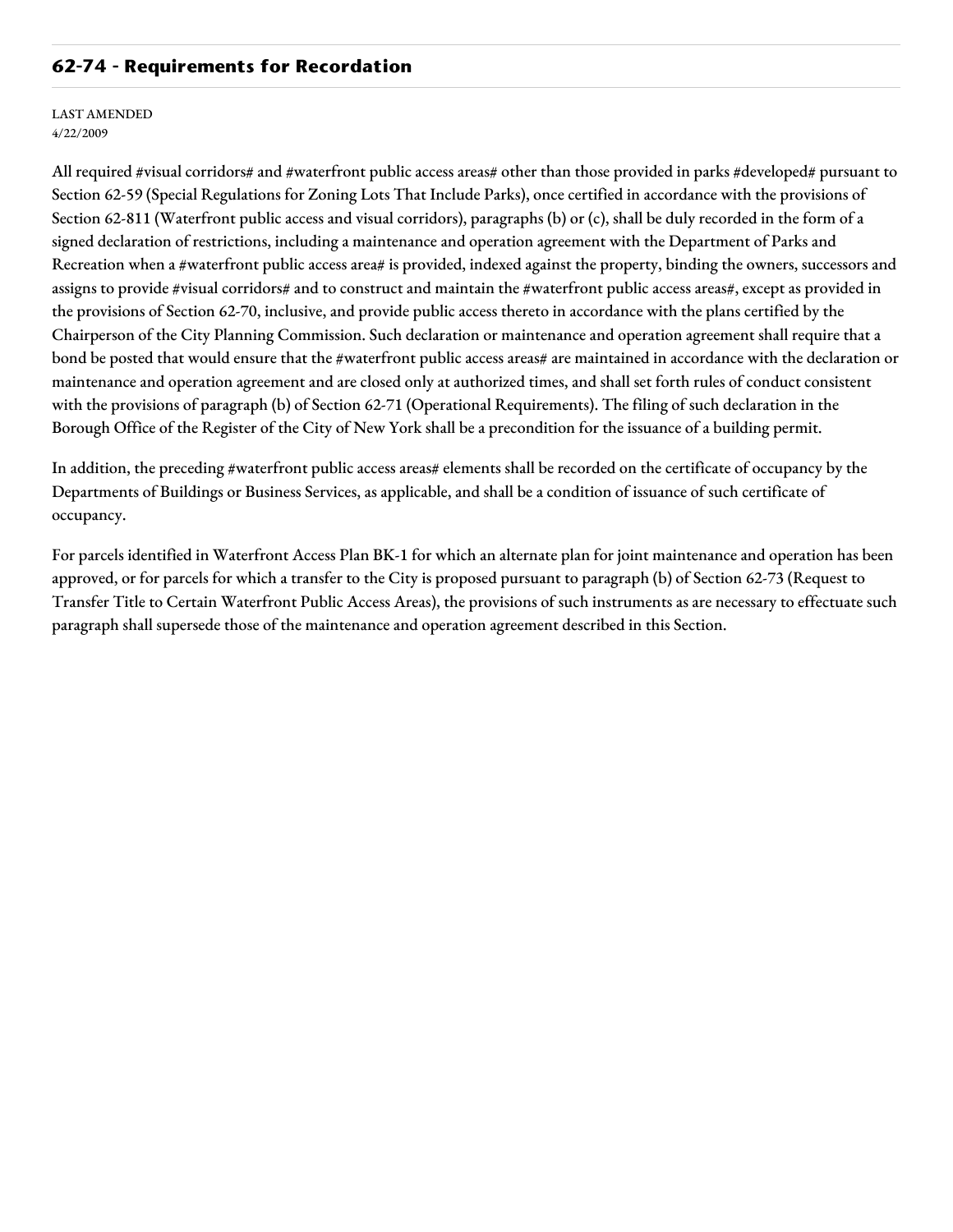## 62-74 - Requirements for Recordation

LAST AMENDED
4/22/2009

All required #visual corridors# and #waterfront public access areas# other than those provided in parks #developed# pursuant to Section 62-59 (Special Regulations for Zoning Lots That Include Parks), once certified in accordance with the provisions of Section 62-811 (Waterfront public access and visual corridors), paragraphs (b) or (c), shall be duly recorded in the form of a signed declaration of restrictions, including a maintenance and operation agreement with the Department of Parks and Recreation when a #waterfront public access area# is provided, indexed against the property, binding the owners, successors and assigns to provide #visual corridors# and to construct and maintain the #waterfront public access areas#, except as provided in the provisions of Section 62-70, inclusive, and provide public access thereto in accordance with the plans certified by the Chairperson of the City Planning Commission. Such declaration or maintenance and operation agreement shall require that a bond be posted that would ensure that the #waterfront public access areas# are maintained in accordance with the declaration or maintenance and operation agreement and are closed only at authorized times, and shall set forth rules of conduct consistent with the provisions of paragraph (b) of Section 62-71 (Operational Requirements). The filing of such declaration in the Borough Office of the Register of the City of New York shall be a precondition for the issuance of a building permit.

In addition, the preceding #waterfront public access areas# elements shall be recorded on the certificate of occupancy by the Departments of Buildings or Business Services, as applicable, and shall be a condition of issuance of such certificate of occupancy.

For parcels identified in Waterfront Access Plan BK-1 for which an alternate plan for joint maintenance and operation has been approved, or for parcels for which a transfer to the City is proposed pursuant to paragraph (b) of Section 62-73 (Request to Transfer Title to Certain Waterfront Public Access Areas), the provisions of such instruments as are necessary to effectuate such paragraph shall supersede those of the maintenance and operation agreement described in this Section.